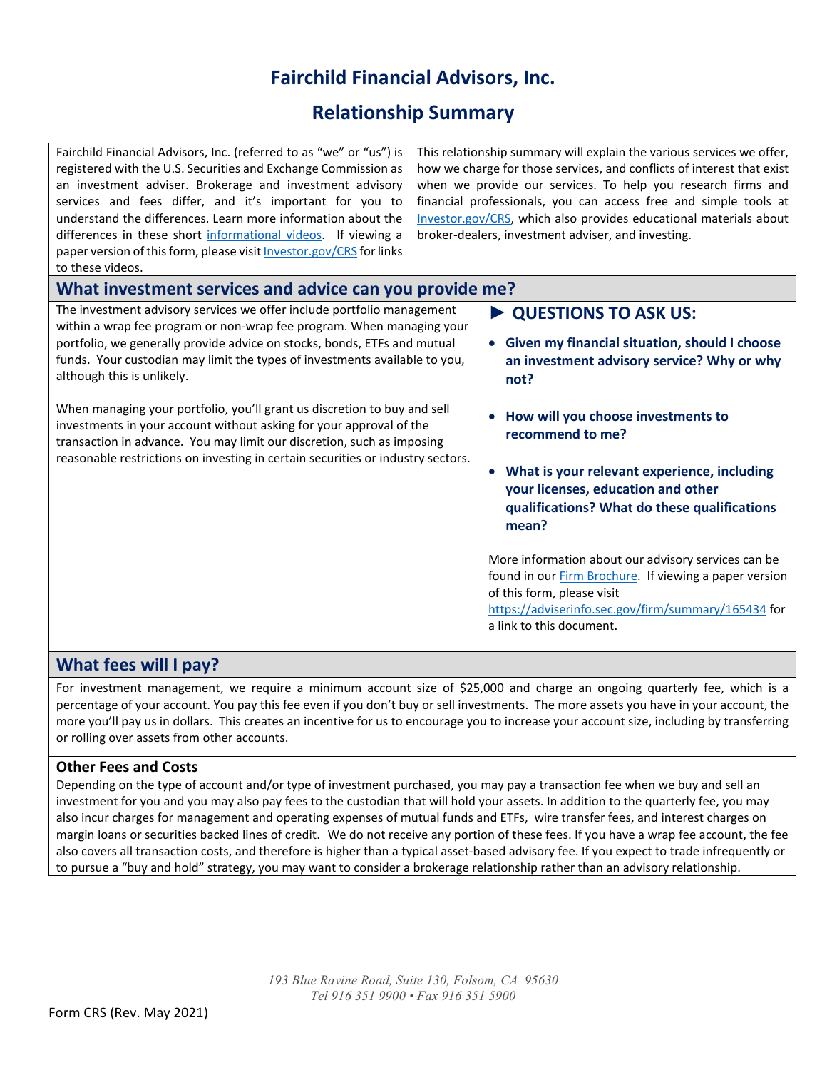# Fairchild Financial Advisors, Inc.

## Relationship Summary

Fairchild Financial Advisors, Inc. (referred to as "we" or "us") is registered with the U.S. Securities and Exchange Commission as an investment adviser. Brokerage and investment advisory services and fees differ, and it's important for you to understand the differences. Learn more information about the differences in these short [informational videos](). If viewing a paper version of this form, please visit [Investor.gov/CRS]() for links to these videos.

This relationship summary will explain the various services we offer, how we charge for those services, and conflicts of interest that exist when we provide our services. To help you research firms and financial professionals, you can access free and simple tools at [Investor.gov/CRS](), which also provides educational materials about broker-dealers, investment adviser, and investing.

## What investment services and advice can you provide me?

The investment advisory services we offer include portfolio management within a wrap fee program or non-wrap fee program. When managing your portfolio, we generally provide advice on stocks, bonds, ETFs and mutual funds. Your custodian may limit the types of investments available to you, although this is unlikely.

When managing your portfolio, you'll grant us discretion to buy and sell investments in your account without asking for your approval of the transaction in advance. You may limit our discretion, such as imposing reasonable restrictions on investing in certain securities or industry sectors.

### ► QUESTIONS TO ASK US:

- **Given my financial situation, should I choose an investment advisory service? Why or why not?**
- **How will you choose investments to recommend to me?**
- **What is your relevant experience, including your licenses, education and other qualifications? What do these qualifications mean?**

More information about our advisory services can be found in our [Firm Brochure](). If viewing a paper version of this form, please visit https://adviserinfo.sec.gov/firm/summary/165434 for a link to this document.

## What fees will I pay?

For investment management, we require a minimum account size of $25,000 and charge an ongoing quarterly fee, which is a percentage of your account. You pay this fee even if you don't buy or sell investments. The more assets you have in your account, the more you'll pay us in dollars. This creates an incentive for us to encourage you to increase your account size, including by transferring or rolling over assets from other accounts.

### Other Fees and Costs

Depending on the type of account and/or type of investment purchased, you may pay a transaction fee when we buy and sell an investment for you and you may also pay fees to the custodian that will hold your assets. In addition to the quarterly fee, you may also incur charges for management and operating expenses of mutual funds and ETFs, wire transfer fees, and interest charges on margin loans or securities backed lines of credit. We do not receive any portion of these fees. If you have a wrap fee account, the fee also covers all transaction costs, and therefore is higher than a typical asset-based advisory fee. If you expect to trade infrequently or to pursue a "buy and hold" strategy, you may want to consider a brokerage relationship rather than an advisory relationship.

*193 Blue Ravine Road, Suite 130, Folsom, CA 95630*
*Tel 916 351 9900 • Fax 916 351 5900*

Form CRS (Rev. May 2021)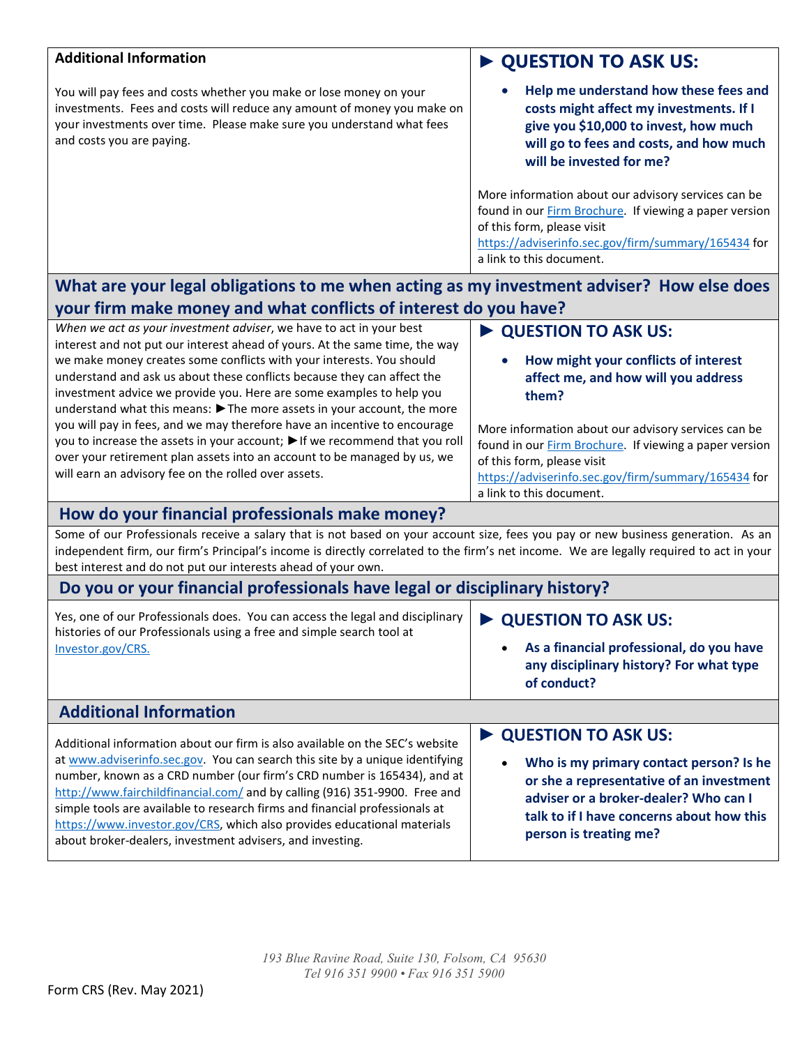**Additional Information**

You will pay fees and costs whether you make or lose money on your investments. Fees and costs will reduce any amount of money you make on your investments over time. Please make sure you understand what fees and costs you are paying.

### ► QUESTION TO ASK US:

- **Help me understand how these fees and costs might affect my investments. If I give you $10,000 to invest, how much will go to fees and costs, and how much will be invested for me?**

More information about our advisory services can be found in our [Firm Brochure](). If viewing a paper version of this form, please visit [https://adviserinfo.sec.gov/firm/summary/165434](https://adviserinfo.sec.gov/firm/summary/165434) for a link to this document.

## What are your legal obligations to me when acting as my investment adviser? How else does your firm make money and what conflicts of interest do you have?

*When we act as your investment adviser*, we have to act in your best interest and not put our interest ahead of yours. At the same time, the way we make money creates some conflicts with your interests. You should understand and ask us about these conflicts because they can affect the investment advice we provide you. Here are some examples to help you understand what this means: ►The more assets in your account, the more you will pay in fees, and we may therefore have an incentive to encourage you to increase the assets in your account; ►If we recommend that you roll over your retirement plan assets into an account to be managed by us, we will earn an advisory fee on the rolled over assets.

### ► QUESTION TO ASK US:

- **How might your conflicts of interest affect me, and how will you address them?**

More information about our advisory services can be found in our [Firm Brochure](). If viewing a paper version of this form, please visit [https://adviserinfo.sec.gov/firm/summary/165434](https://adviserinfo.sec.gov/firm/summary/165434) for a link to this document.

## How do your financial professionals make money?

Some of our Professionals receive a salary that is not based on your account size, fees you pay or new business generation. As an independent firm, our firm's Principal's income is directly correlated to the firm's net income. We are legally required to act in your best interest and do not put our interests ahead of your own.

## Do you or your financial professionals have legal or disciplinary history?

Yes, one of our Professionals does. You can access the legal and disciplinary histories of our Professionals using a free and simple search tool at [Investor.gov/CRS.](https://www.investor.gov/CRS)

### ► QUESTION TO ASK US:

- **As a financial professional, do you have any disciplinary history? For what type of conduct?**

## Additional Information

Additional information about our firm is also available on the SEC's website at [www.adviserinfo.sec.gov](http://www.adviserinfo.sec.gov). You can search this site by a unique identifying number, known as a CRD number (our firm's CRD number is 165434), and at [http://www.fairchildfinancial.com/](http://www.fairchildfinancial.com/) and by calling (916) 351-9900. Free and simple tools are available to research firms and financial professionals at [https://www.investor.gov/CRS](https://www.investor.gov/CRS), which also provides educational materials about broker-dealers, investment advisers, and investing.

### ► QUESTION TO ASK US:

- **Who is my primary contact person? Is he or she a representative of an investment adviser or a broker-dealer? Who can I talk to if I have concerns about how this person is treating me?**

*193 Blue Ravine Road, Suite 130, Folsom, CA 95630*
*Tel 916 351 9900 • Fax 916 351 5900*

Form CRS (Rev. May 2021)